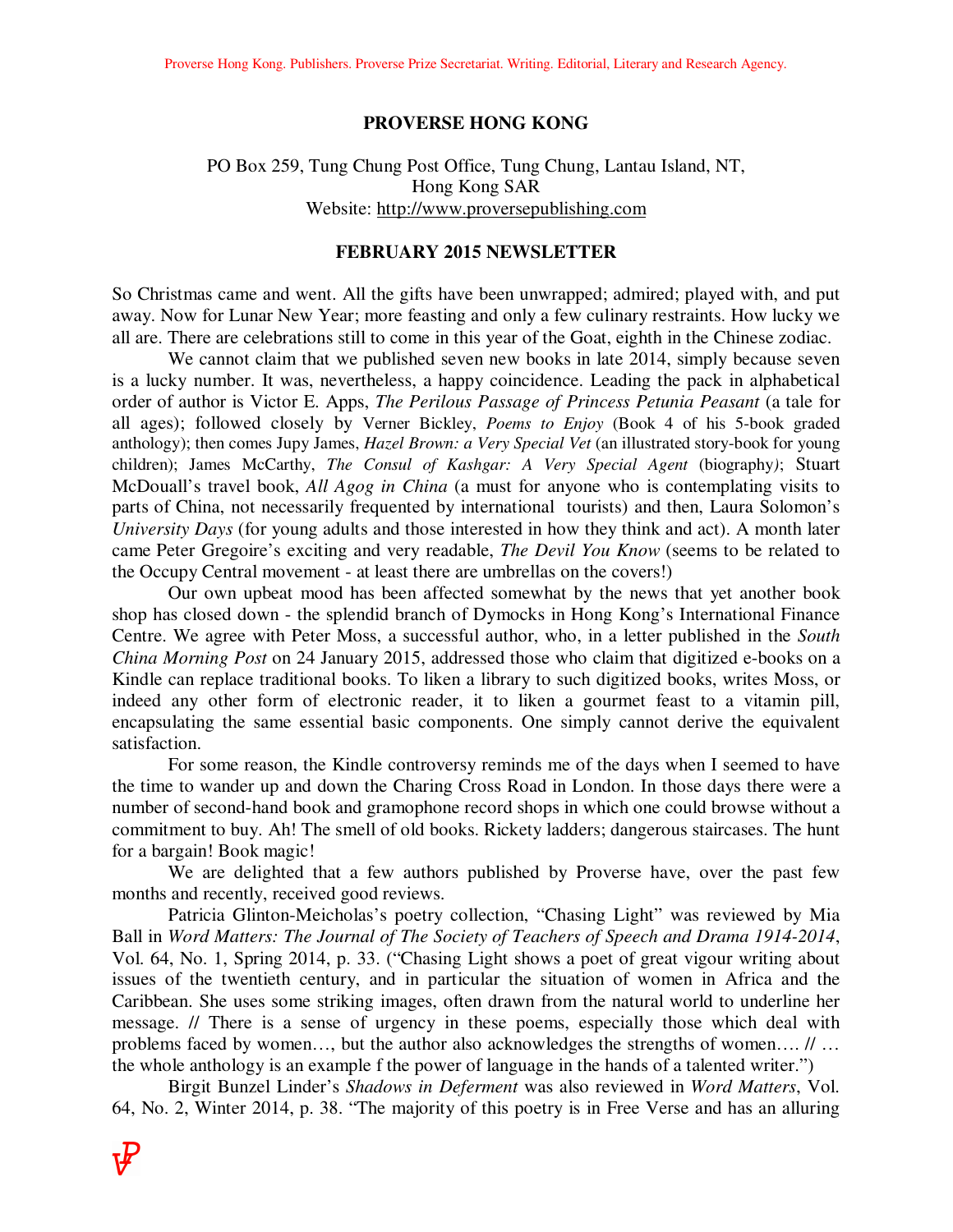# PROVERSE HONG KONG

PO Box 259, Tung Chung Post Office, Tung Chung, Lantau Island, NT,
Hong Kong SAR
Website: http://www.proversepublishing.com

## FEBRUARY 2015 NEWSLETTER

So Christmas came and went. All the gifts have been unwrapped; admired; played with, and put away. Now for Lunar New Year; more feasting and only a few culinary restraints. How lucky we all are. There are celebrations still to come in this year of the Goat, eighth in the Chinese zodiac.

We cannot claim that we published seven new books in late 2014, simply because seven is a lucky number. It was, nevertheless, a happy coincidence. Leading the pack in alphabetical order of author is Victor E. Apps, *The Perilous Passage of Princess Petunia Peasant* (a tale for all ages); followed closely by Verner Bickley, *Poems to Enjoy* (Book 4 of his 5-book graded anthology); then comes Jupy James, *Hazel Brown: a Very Special Vet* (an illustrated story-book for young children); James McCarthy, *The Consul of Kashgar: A Very Special Agent* (biography); Stuart McDouall's travel book, *All Agog in China* (a must for anyone who is contemplating visits to parts of China, not necessarily frequented by international tourists) and then, Laura Solomon's *University Days* (for young adults and those interested in how they think and act). A month later came Peter Gregoire's exciting and very readable, *The Devil You Know* (seems to be related to the Occupy Central movement - at least there are umbrellas on the covers!)

Our own upbeat mood has been affected somewhat by the news that yet another book shop has closed down - the splendid branch of Dymocks in Hong Kong's International Finance Centre. We agree with Peter Moss, a successful author, who, in a letter published in the *South China Morning Post* on 24 January 2015, addressed those who claim that digitized e-books on a Kindle can replace traditional books. To liken a library to such digitized books, writes Moss, or indeed any other form of electronic reader, it to liken a gourmet feast to a vitamin pill, encapsulating the same essential basic components. One simply cannot derive the equivalent satisfaction.

For some reason, the Kindle controversy reminds me of the days when I seemed to have the time to wander up and down the Charing Cross Road in London. In those days there were a number of second-hand book and gramophone record shops in which one could browse without a commitment to buy. Ah! The smell of old books. Rickety ladders; dangerous staircases. The hunt for a bargain! Book magic!

We are delighted that a few authors published by Proverse have, over the past few months and recently, received good reviews.

Patricia Glinton-Meicholas's poetry collection, "Chasing Light" was reviewed by Mia Ball in *Word Matters: The Journal of The Society of Teachers of Speech and Drama 1914-2014*, Vol. 64, No. 1, Spring 2014, p. 33. ("Chasing Light shows a poet of great vigour writing about issues of the twentieth century, and in particular the situation of women in Africa and the Caribbean. She uses some striking images, often drawn from the natural world to underline her message. // There is a sense of urgency in these poems, especially those which deal with problems faced by women…, but the author also acknowledges the strengths of women…. // … the whole anthology is an example f the power of language in the hands of a talented writer.")

Birgit Bunzel Linder's *Shadows in Deferment* was also reviewed in *Word Matters*, Vol. 64, No. 2, Winter 2014, p. 38. "The majority of this poetry is in Free Verse and has an alluring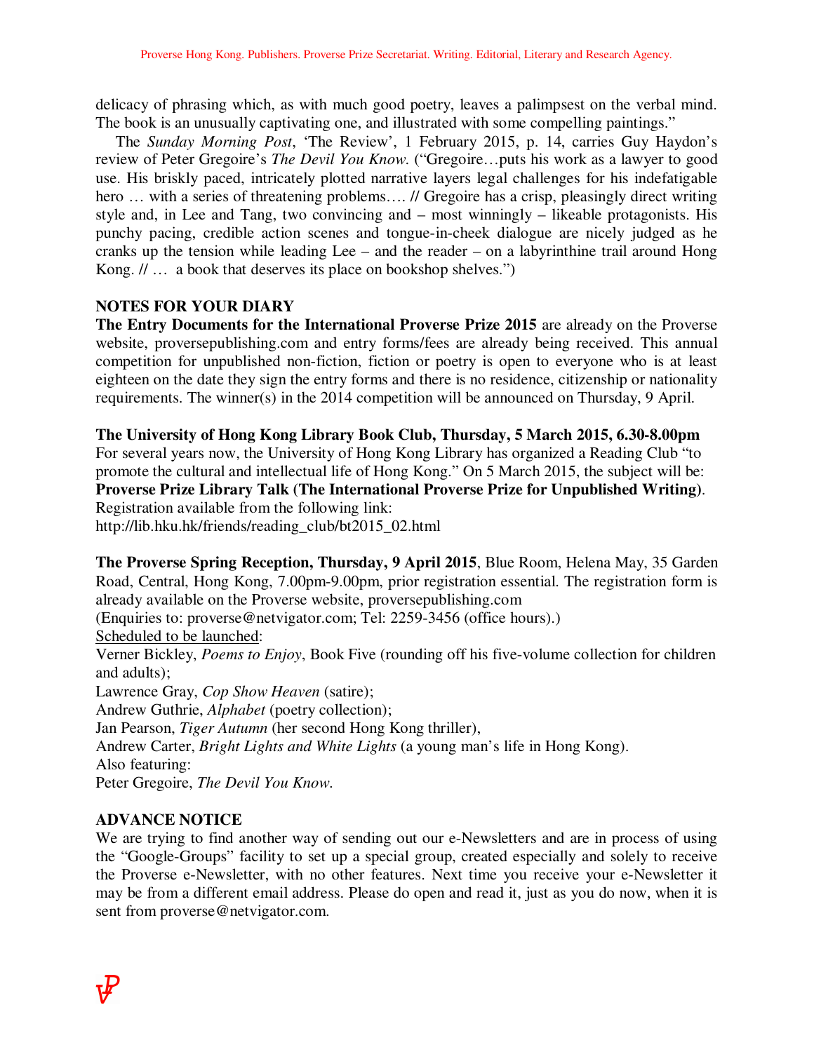delicacy of phrasing which, as with much good poetry, leaves a palimpsest on the verbal mind. The book is an unusually captivating one, and illustrated with some compelling paintings."

The *Sunday Morning Post*, 'The Review', 1 February 2015, p. 14, carries Guy Haydon's review of Peter Gregoire's *The Devil You Know*. ("Gregoire…puts his work as a lawyer to good use. His briskly paced, intricately plotted narrative layers legal challenges for his indefatigable hero … with a series of threatening problems…. // Gregoire has a crisp, pleasingly direct writing style and, in Lee and Tang, two convincing and – most winningly – likeable protagonists. His punchy pacing, credible action scenes and tongue-in-cheek dialogue are nicely judged as he cranks up the tension while leading Lee – and the reader – on a labyrinthine trail around Hong Kong. // … a book that deserves its place on bookshop shelves.")

## NOTES FOR YOUR DIARY

**The Entry Documents for the International Proverse Prize 2015** are already on the Proverse website, proversepublishing.com and entry forms/fees are already being received. This annual competition for unpublished non-fiction, fiction or poetry is open to everyone who is at least eighteen on the date they sign the entry forms and there is no residence, citizenship or nationality requirements. The winner(s) in the 2014 competition will be announced on Thursday, 9 April.

**The University of Hong Kong Library Book Club, Thursday, 5 March 2015, 6.30-8.00pm**
For several years now, the University of Hong Kong Library has organized a Reading Club "to promote the cultural and intellectual life of Hong Kong." On 5 March 2015, the subject will be: **Proverse Prize Library Talk (The International Proverse Prize for Unpublished Writing)**.
Registration available from the following link:
http://lib.hku.hk/friends/reading_club/bt2015_02.html

**The Proverse Spring Reception, Thursday, 9 April 2015**, Blue Room, Helena May, 35 Garden Road, Central, Hong Kong, 7.00pm-9.00pm, prior registration essential. The registration form is already available on the Proverse website, proversepublishing.com
(Enquiries to: proverse@netvigator.com; Tel: 2259-3456 (office hours).)
<u>Scheduled to be launched</u>:
Verner Bickley, *Poems to Enjoy*, Book Five (rounding off his five-volume collection for children and adults);
Lawrence Gray, *Cop Show Heaven* (satire);
Andrew Guthrie, *Alphabet* (poetry collection);
Jan Pearson, *Tiger Autumn* (her second Hong Kong thriller),
Andrew Carter, *Bright Lights and White Lights* (a young man's life in Hong Kong).
Also featuring:
Peter Gregoire, *The Devil You Know*.

## ADVANCE NOTICE

We are trying to find another way of sending out our e-Newsletters and are in process of using the "Google-Groups" facility to set up a special group, created especially and solely to receive the Proverse e-Newsletter, with no other features. Next time you receive your e-Newsletter it may be from a different email address. Please do open and read it, just as you do now, when it is sent from proverse@netvigator.com.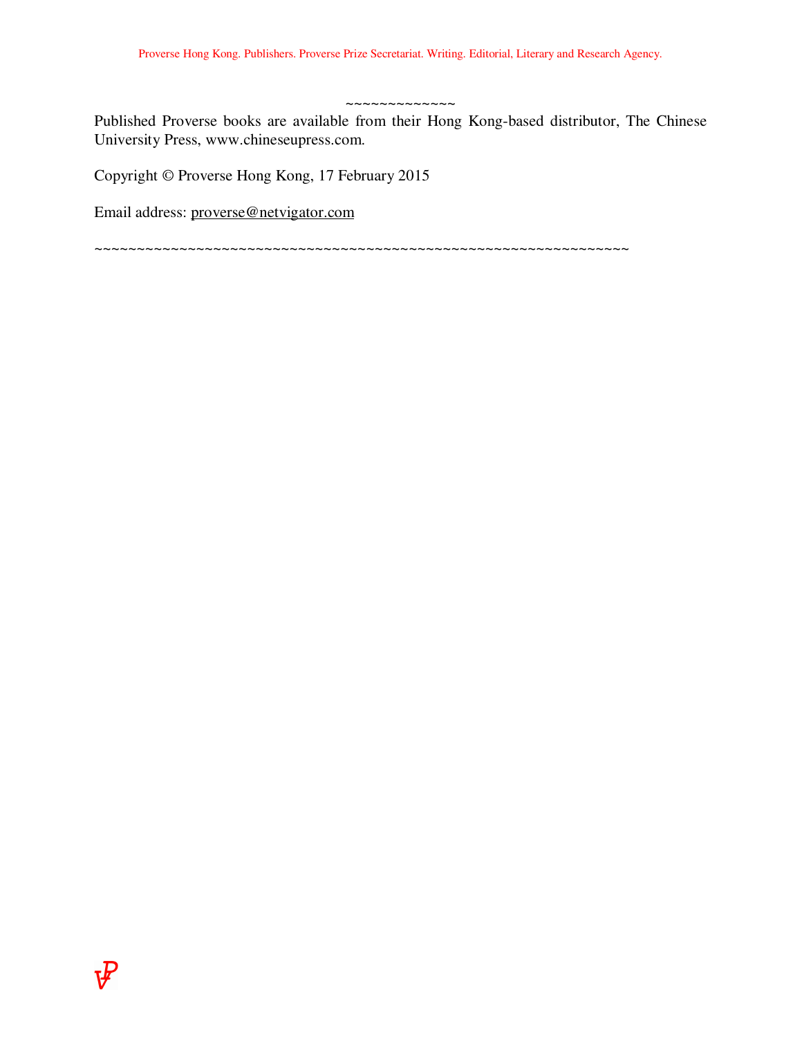~~~~~~~~~~~~~~

Published Proverse books are available from their Hong Kong-based distributor, The Chinese University Press, www.chineseupress.com.

Copyright © Proverse Hong Kong, 17 February 2015

Email address: proverse@netvigator.com

~~~~~~~~~~~~~~~~~~~~~~~~~~~~~~~~~~~~~~~~~~~~~~~~~~~~~~~~~~~~~~~~